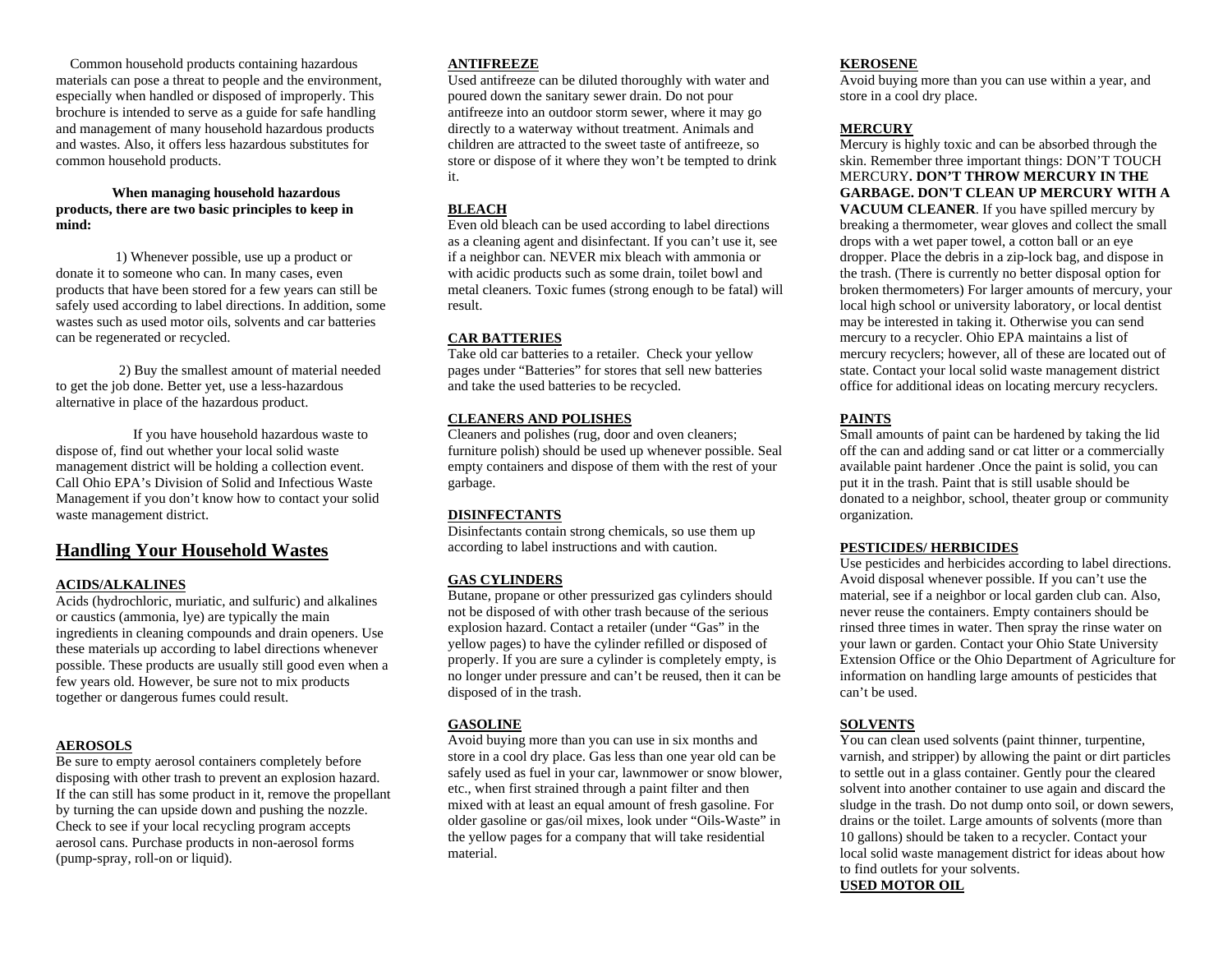Common household products containing hazardous materials can pose a threat to people and the environment, especially when handled or disposed of improperly. This brochure is intended to serve as a guide for safe handling and management of many household hazardous products and wastes. Also, it offers less hazardous substitutes for common household products.

**When managing household hazardous products, there are two basic principles to keep in mind:**

1) Whenever possible, use up a product or donate it to someone who can. In many cases, even products that have been stored for a few years can still be safely used according to label directions. In addition, some wastes such as used motor oils, solvents and car batteries can be regenerated or recycled.

2) Buy the smallest amount of material needed to get the job done. Better yet, use a less-hazardous alternative in place of the hazardous product.

If you have household hazardous waste to dispose of, find out whether your local solid waste management district will be holding a collection event. Call Ohio EPA's Division of Solid and Infectious Waste Management if you don't know how to contact your solid waste management district.

## Handling Your Household Wastes

**ACIDS/ALKALINES**

Acids (hydrochloric, muriatic, and sulfuric) and alkalines or caustics (ammonia, lye) are typically the main ingredients in cleaning compounds and drain openers. Use these materials up according to label directions whenever possible. These products are usually still good even when a few years old. However, be sure not to mix products together or dangerous fumes could result.

**AEROSOLS**

Be sure to empty aerosol containers completely before disposing with other trash to prevent an explosion hazard. If the can still has some product in it, remove the propellant by turning the can upside down and pushing the nozzle. Check to see if your local recycling program accepts aerosol cans. Purchase products in non-aerosol forms (pump-spray, roll-on or liquid).

**ANTIFREEZE**

Used antifreeze can be diluted thoroughly with water and poured down the sanitary sewer drain. Do not pour antifreeze into an outdoor storm sewer, where it may go directly to a waterway without treatment. Animals and children are attracted to the sweet taste of antifreeze, so store or dispose of it where they won't be tempted to drink it.

**BLEACH**

Even old bleach can be used according to label directions as a cleaning agent and disinfectant. If you can't use it, see if a neighbor can. NEVER mix bleach with ammonia or with acidic products such as some drain, toilet bowl and metal cleaners. Toxic fumes (strong enough to be fatal) will result.

**CAR BATTERIES**

Take old car batteries to a retailer. Check your yellow pages under "Batteries" for stores that sell new batteries and take the used batteries to be recycled.

**CLEANERS AND POLISHES**

Cleaners and polishes (rug, door and oven cleaners; furniture polish) should be used up whenever possible. Seal empty containers and dispose of them with the rest of your garbage.

**DISINFECTANTS**

Disinfectants contain strong chemicals, so use them up according to label instructions and with caution.

**GAS CYLINDERS**

Butane, propane or other pressurized gas cylinders should not be disposed of with other trash because of the serious explosion hazard. Contact a retailer (under "Gas" in the yellow pages) to have the cylinder refilled or disposed of properly. If you are sure a cylinder is completely empty, is no longer under pressure and can't be reused, then it can be disposed of in the trash.

**GASOLINE**

Avoid buying more than you can use in six months and store in a cool dry place. Gas less than one year old can be safely used as fuel in your car, lawnmower or snow blower, etc., when first strained through a paint filter and then mixed with at least an equal amount of fresh gasoline. For older gasoline or gas/oil mixes, look under "Oils-Waste" in the yellow pages for a company that will take residential material.

**KEROSENE**

Avoid buying more than you can use within a year, and store in a cool dry place.

**MERCURY**

Mercury is highly toxic and can be absorbed through the skin. Remember three important things: DON'T TOUCH MERCURY**. DON'T THROW MERCURY IN THE GARBAGE. DON'T CLEAN UP MERCURY WITH A VACUUM CLEANER**. If you have spilled mercury by breaking a thermometer, wear gloves and collect the small drops with a wet paper towel, a cotton ball or an eye dropper. Place the debris in a zip-lock bag, and dispose in the trash. (There is currently no better disposal option for broken thermometers) For larger amounts of mercury, your local high school or university laboratory, or local dentist may be interested in taking it. Otherwise you can send mercury to a recycler. Ohio EPA maintains a list of mercury recyclers; however, all of these are located out of state. Contact your local solid waste management district office for additional ideas on locating mercury recyclers.

**PAINTS**

Small amounts of paint can be hardened by taking the lid off the can and adding sand or cat litter or a commercially available paint hardener .Once the paint is solid, you can put it in the trash. Paint that is still usable should be donated to a neighbor, school, theater group or community organization.

**PESTICIDES/ HERBICIDES**

Use pesticides and herbicides according to label directions. Avoid disposal whenever possible. If you can't use the material, see if a neighbor or local garden club can. Also, never reuse the containers. Empty containers should be rinsed three times in water. Then spray the rinse water on your lawn or garden. Contact your Ohio State University Extension Office or the Ohio Department of Agriculture for information on handling large amounts of pesticides that can't be used.

**SOLVENTS**

You can clean used solvents (paint thinner, turpentine, varnish, and stripper) by allowing the paint or dirt particles to settle out in a glass container. Gently pour the cleared solvent into another container to use again and discard the sludge in the trash. Do not dump onto soil, or down sewers, drains or the toilet. Large amounts of solvents (more than 10 gallons) should be taken to a recycler. Contact your local solid waste management district for ideas about how to find outlets for your solvents.

**USED MOTOR OIL**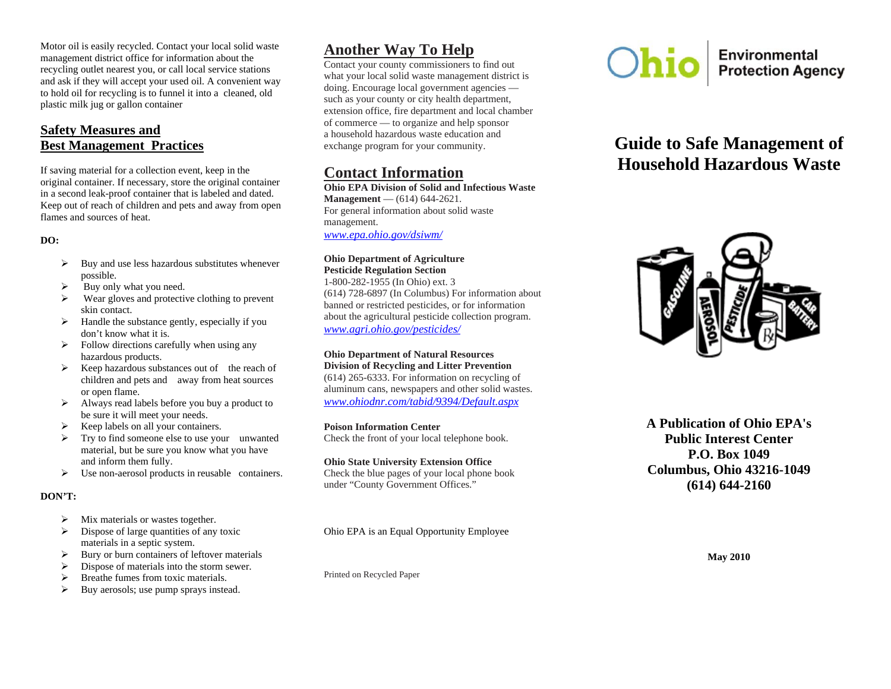Motor oil is easily recycled. Contact your local solid waste management district office for information about the recycling outlet nearest you, or call local service stations and ask if they will accept your used oil. A convenient way to hold oil for recycling is to funnel it into a cleaned, old plastic milk jug or gallon container

## Safety Measures and Best Management Practices

If saving material for a collection event, keep in the original container. If necessary, store the original container in a second leak-proof container that is labeled and dated. Keep out of reach of children and pets and away from open flames and sources of heat.

**DO:**

- Buy and use less hazardous substitutes whenever possible.
- Buy only what you need.
- Wear gloves and protective clothing to prevent skin contact.
- Handle the substance gently, especially if you don't know what it is.
- Follow directions carefully when using any hazardous products.
- Keep hazardous substances out of the reach of children and pets and away from heat sources or open flame.
- Always read labels before you buy a product to be sure it will meet your needs.
- Keep labels on all your containers.
- Try to find someone else to use your unwanted material, but be sure you know what you have and inform them fully.
- Use non-aerosol products in reusable containers.

**DON'T:**

- Mix materials or wastes together.
- Dispose of large quantities of any toxic materials in a septic system.
- Bury or burn containers of leftover materials
- Dispose of materials into the storm sewer.
- Breathe fumes from toxic materials.
- Buy aerosols; use pump sprays instead.

## Another Way To Help

Contact your county commissioners to find out what your local solid waste management district is doing. Encourage local government agencies — such as your county or city health department, extension office, fire department and local chamber of commerce — to organize and help sponsor a household hazardous waste education and exchange program for your community.

## Contact Information

**Ohio EPA Division of Solid and Infectious Waste Management** — (614) 644-2621.
For general information about solid waste management.
*www.epa.ohio.gov/dsiwm/*

**Ohio Department of Agriculture**
**Pesticide Regulation Section**
1-800-282-1955 (In Ohio) ext. 3
(614) 728-6897 (In Columbus) For information about banned or restricted pesticides, or for information about the agricultural pesticide collection program.
*www.agri.ohio.gov/pesticides/*

**Ohio Department of Natural Resources**
**Division of Recycling and Litter Prevention**
(614) 265-6333. For information on recycling of aluminum cans, newspapers and other solid wastes.
*www.ohiodnr.com/tabid/9394/Default.aspx*

**Poison Information Center**
Check the front of your local telephone book.

**Ohio State University Extension Office**
Check the blue pages of your local phone book under "County Government Offices."

Ohio EPA is an Equal Opportunity Employee

Printed on Recycled Paper

Ohio Environmental Protection Agency

# Guide to Safe Management of Household Hazardous Waste

**A Publication of Ohio EPA's**
**Public Interest Center**
**P.O. Box 1049**
**Columbus, Ohio 43216-1049**
**(614) 644-2160**

**May 2010**